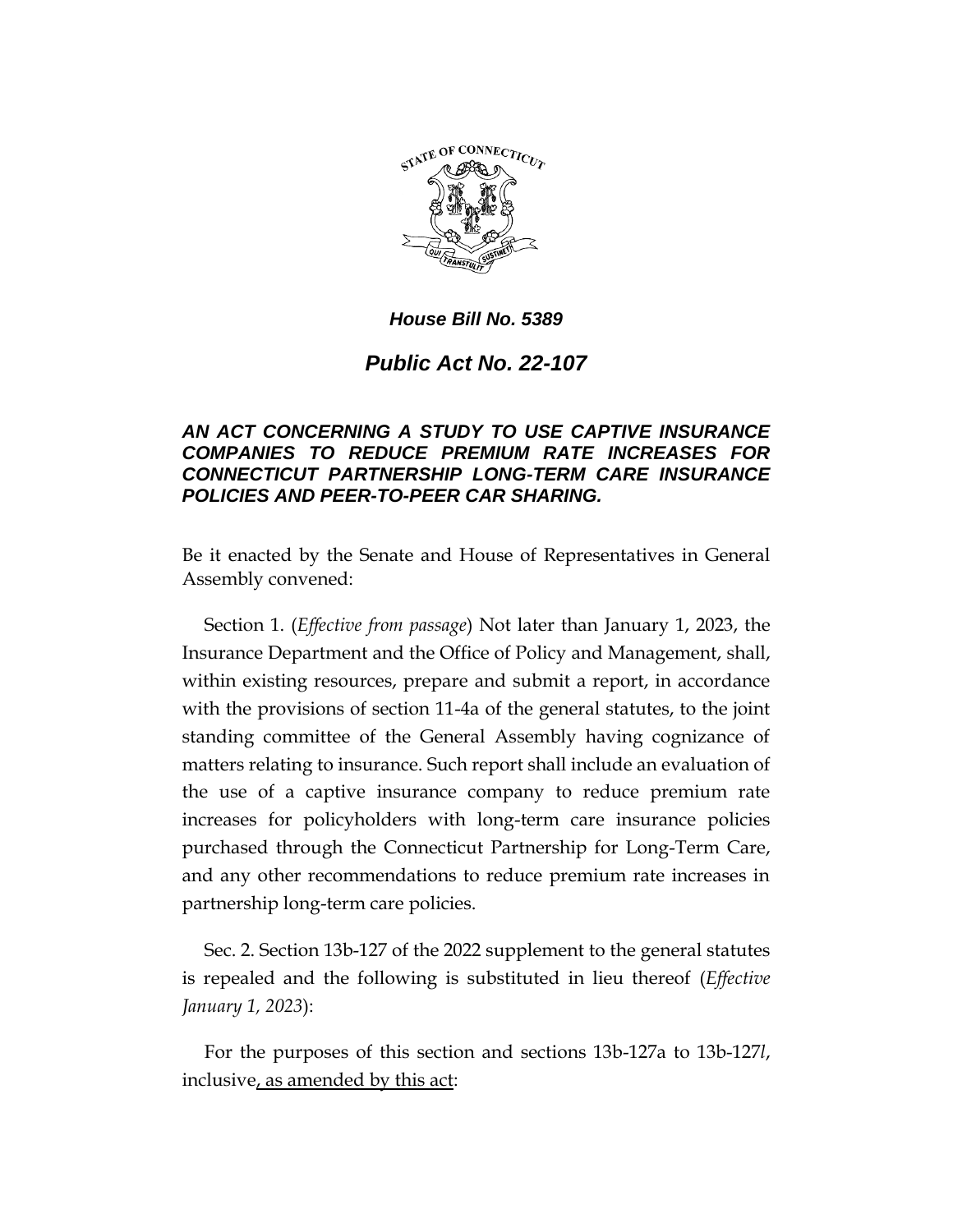*House Bill No. 5389*

# *Public Act No. 22-107*

***AN ACT CONCERNING A STUDY TO USE CAPTIVE INSURANCE COMPANIES TO REDUCE PREMIUM RATE INCREASES FOR CONNECTICUT PARTNERSHIP LONG-TERM CARE INSURANCE POLICIES AND PEER-TO-PEER CAR SHARING.***

Be it enacted by the Senate and House of Representatives in General Assembly convened:

Section 1. (*Effective from passage*) Not later than January 1, 2023, the Insurance Department and the Office of Policy and Management, shall, within existing resources, prepare and submit a report, in accordance with the provisions of section 11-4a of the general statutes, to the joint standing committee of the General Assembly having cognizance of matters relating to insurance. Such report shall include an evaluation of the use of a captive insurance company to reduce premium rate increases for policyholders with long-term care insurance policies purchased through the Connecticut Partnership for Long-Term Care, and any other recommendations to reduce premium rate increases in partnership long-term care policies.

Sec. 2. Section 13b-127 of the 2022 supplement to the general statutes is repealed and the following is substituted in lieu thereof (*Effective January 1, 2023*):

For the purposes of this section and sections 13b-127a to 13b-127*l*, inclusive<u>, as amended by this act</u>: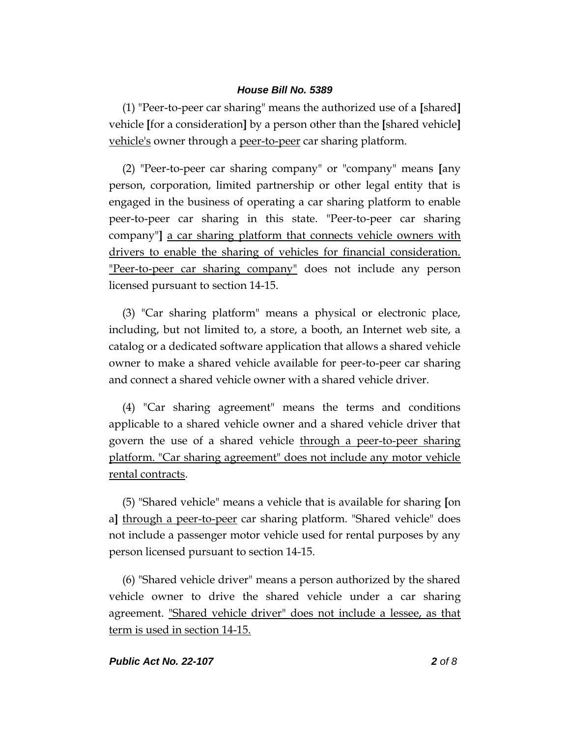(1) "Peer-to-peer car sharing" means the authorized use of a **[**shared**]** vehicle **[**for a consideration**]** by a person other than the **[**shared vehicle**]** <u>vehicle's</u> owner through a <u>peer-to-peer</u> car sharing platform.

(2) "Peer-to-peer car sharing company" or "company" means **[**any person, corporation, limited partnership or other legal entity that is engaged in the business of operating a car sharing platform to enable peer-to-peer car sharing in this state. "Peer-to-peer car sharing company"**]** <u>a car sharing platform that connects vehicle owners with drivers to enable the sharing of vehicles for financial consideration. "Peer-to-peer car sharing company"</u> does not include any person licensed pursuant to section 14-15.

(3) "Car sharing platform" means a physical or electronic place, including, but not limited to, a store, a booth, an Internet web site, a catalog or a dedicated software application that allows a shared vehicle owner to make a shared vehicle available for peer-to-peer car sharing and connect a shared vehicle owner with a shared vehicle driver.

(4) "Car sharing agreement" means the terms and conditions applicable to a shared vehicle owner and a shared vehicle driver that govern the use of a shared vehicle <u>through a peer-to-peer sharing platform. "Car sharing agreement" does not include any motor vehicle rental contracts</u>.

(5) "Shared vehicle" means a vehicle that is available for sharing **[**on a**]** <u>through a peer-to-peer</u> car sharing platform. "Shared vehicle" does not include a passenger motor vehicle used for rental purposes by any person licensed pursuant to section 14-15.

(6) "Shared vehicle driver" means a person authorized by the shared vehicle owner to drive the shared vehicle under a car sharing agreement. <u>"Shared vehicle driver" does not include a lessee, as that term is used in section 14-15.</u>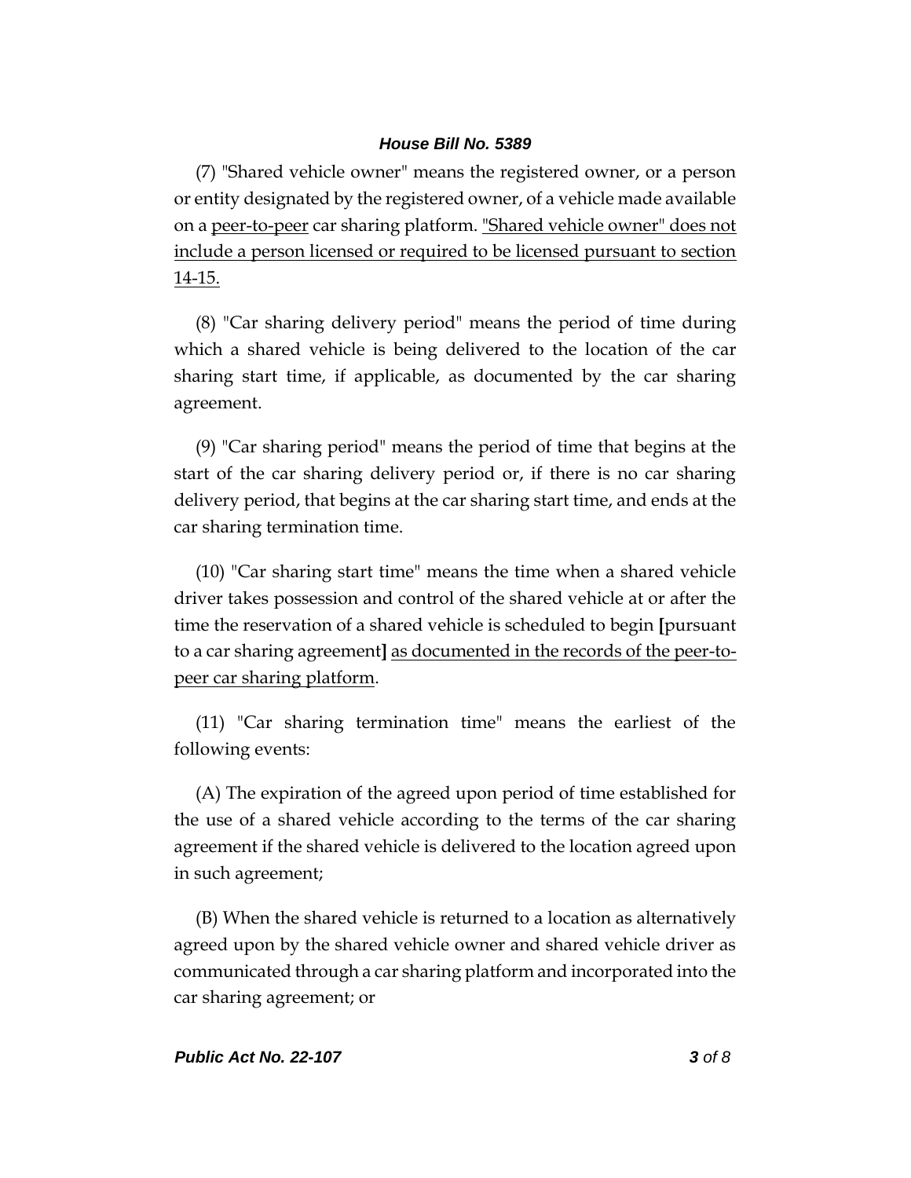(7) "Shared vehicle owner" means the registered owner, or a person or entity designated by the registered owner, of a vehicle made available on a <u>peer-to-peer</u> car sharing platform. <u>"Shared vehicle owner" does not include a person licensed or required to be licensed pursuant to section 14-15.</u>

(8) "Car sharing delivery period" means the period of time during which a shared vehicle is being delivered to the location of the car sharing start time, if applicable, as documented by the car sharing agreement.

(9) "Car sharing period" means the period of time that begins at the start of the car sharing delivery period or, if there is no car sharing delivery period, that begins at the car sharing start time, and ends at the car sharing termination time.

(10) "Car sharing start time" means the time when a shared vehicle driver takes possession and control of the shared vehicle at or after the time the reservation of a shared vehicle is scheduled to begin **[**pursuant to a car sharing agreement**]** <u>as documented in the records of the peer-to-peer car sharing platform</u>.

(11) "Car sharing termination time" means the earliest of the following events:

(A) The expiration of the agreed upon period of time established for the use of a shared vehicle according to the terms of the car sharing agreement if the shared vehicle is delivered to the location agreed upon in such agreement;

(B) When the shared vehicle is returned to a location as alternatively agreed upon by the shared vehicle owner and shared vehicle driver as communicated through a car sharing platform and incorporated into the car sharing agreement; or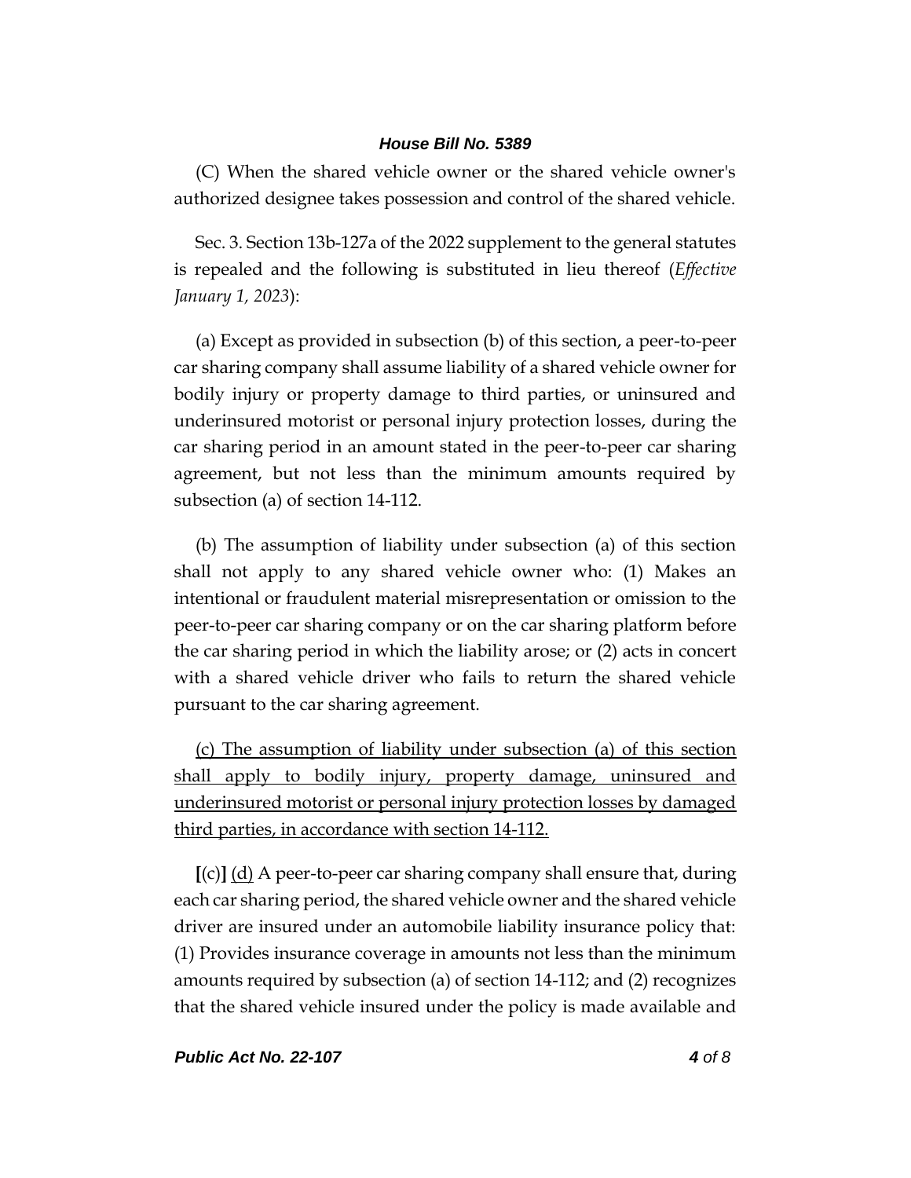(C) When the shared vehicle owner or the shared vehicle owner's authorized designee takes possession and control of the shared vehicle.

Sec. 3. Section 13b-127a of the 2022 supplement to the general statutes is repealed and the following is substituted in lieu thereof (*Effective January 1, 2023*):

(a) Except as provided in subsection (b) of this section, a peer-to-peer car sharing company shall assume liability of a shared vehicle owner for bodily injury or property damage to third parties, or uninsured and underinsured motorist or personal injury protection losses, during the car sharing period in an amount stated in the peer-to-peer car sharing agreement, but not less than the minimum amounts required by subsection (a) of section 14-112.

(b) The assumption of liability under subsection (a) of this section shall not apply to any shared vehicle owner who: (1) Makes an intentional or fraudulent material misrepresentation or omission to the peer-to-peer car sharing company or on the car sharing platform before the car sharing period in which the liability arose; or (2) acts in concert with a shared vehicle driver who fails to return the shared vehicle pursuant to the car sharing agreement.

<u>(c) The assumption of liability under subsection (a) of this section shall apply to bodily injury, property damage, uninsured and underinsured motorist or personal injury protection losses by damaged third parties, in accordance with section 14-112.</u>

**[**(c)**]** <u>(d)</u> A peer-to-peer car sharing company shall ensure that, during each car sharing period, the shared vehicle owner and the shared vehicle driver are insured under an automobile liability insurance policy that: (1) Provides insurance coverage in amounts not less than the minimum amounts required by subsection (a) of section 14-112; and (2) recognizes that the shared vehicle insured under the policy is made available and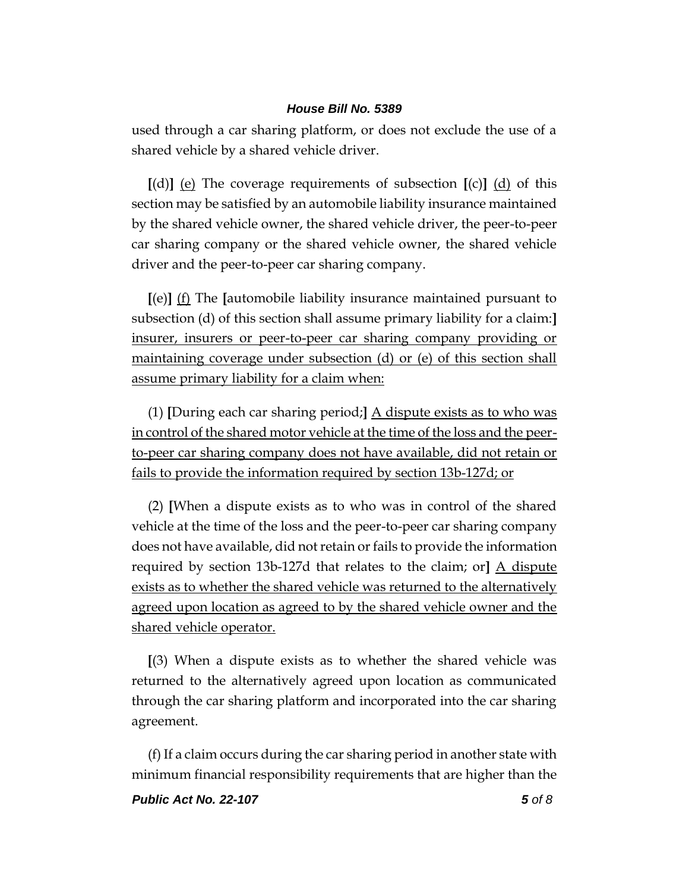used through a car sharing platform, or does not exclude the use of a shared vehicle by a shared vehicle driver.

[(d)] (e) The coverage requirements of subsection [(c)] (d) of this section may be satisfied by an automobile liability insurance maintained by the shared vehicle owner, the shared vehicle driver, the peer-to-peer car sharing company or the shared vehicle owner, the shared vehicle driver and the peer-to-peer car sharing company.

[(e)] (f) The [automobile liability insurance maintained pursuant to subsection (d) of this section shall assume primary liability for a claim:] insurer, insurers or peer-to-peer car sharing company providing or maintaining coverage under subsection (d) or (e) of this section shall assume primary liability for a claim when:

(1) [During each car sharing period;] A dispute exists as to who was in control of the shared motor vehicle at the time of the loss and the peer-to-peer car sharing company does not have available, did not retain or fails to provide the information required by section 13b-127d; or

(2) [When a dispute exists as to who was in control of the shared vehicle at the time of the loss and the peer-to-peer car sharing company does not have available, did not retain or fails to provide the information required by section 13b-127d that relates to the claim; or] A dispute exists as to whether the shared vehicle was returned to the alternatively agreed upon location as agreed to by the shared vehicle owner and the shared vehicle operator.

[(3) When a dispute exists as to whether the shared vehicle was returned to the alternatively agreed upon location as communicated through the car sharing platform and incorporated into the car sharing agreement.

(f) If a claim occurs during the car sharing period in another state with minimum financial responsibility requirements that are higher than the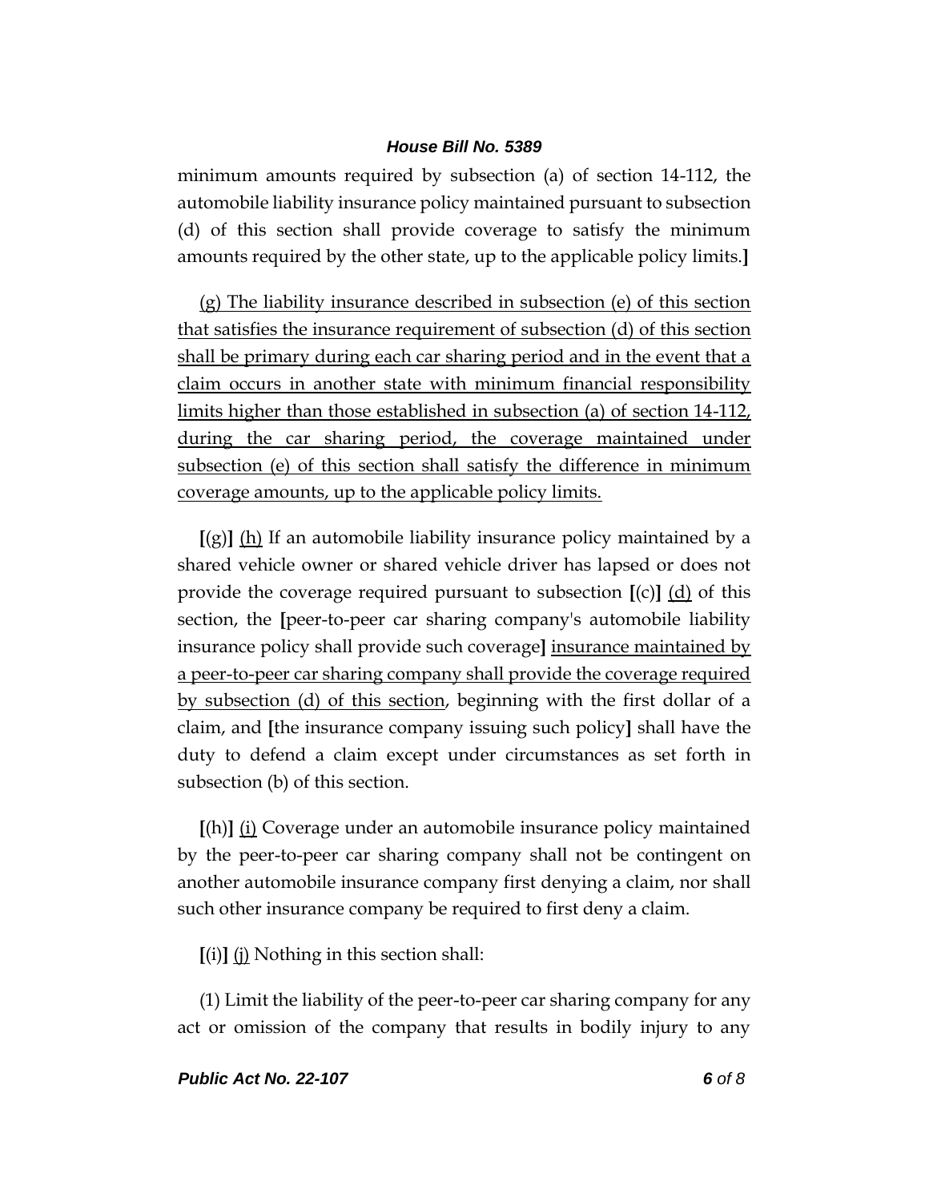minimum amounts required by subsection (a) of section 14-112, the automobile liability insurance policy maintained pursuant to subsection (d) of this section shall provide coverage to satisfy the minimum amounts required by the other state, up to the applicable policy limits.]

<u>(g) The liability insurance described in subsection (e) of this section that satisfies the insurance requirement of subsection (d) of this section shall be primary during each car sharing period and in the event that a claim occurs in another state with minimum financial responsibility limits higher than those established in subsection (a) of section 14-112, during the car sharing period, the coverage maintained under subsection (e) of this section shall satisfy the difference in minimum coverage amounts, up to the applicable policy limits.</u>

**[**(g)**]** <u>(h)</u> If an automobile liability insurance policy maintained by a shared vehicle owner or shared vehicle driver has lapsed or does not provide the coverage required pursuant to subsection **[**(c)**]** <u>(d)</u> of this section, the **[**peer-to-peer car sharing company's automobile liability insurance policy shall provide such coverage**]** <u>insurance maintained by a peer-to-peer car sharing company shall provide the coverage required by subsection (d) of this section</u>, beginning with the first dollar of a claim, and **[**the insurance company issuing such policy**]** shall have the duty to defend a claim except under circumstances as set forth in subsection (b) of this section.

**[**(h)**]** <u>(i)</u> Coverage under an automobile insurance policy maintained by the peer-to-peer car sharing company shall not be contingent on another automobile insurance company first denying a claim, nor shall such other insurance company be required to first deny a claim.

**[**(i)**]** <u>(j)</u> Nothing in this section shall:

(1) Limit the liability of the peer-to-peer car sharing company for any act or omission of the company that results in bodily injury to any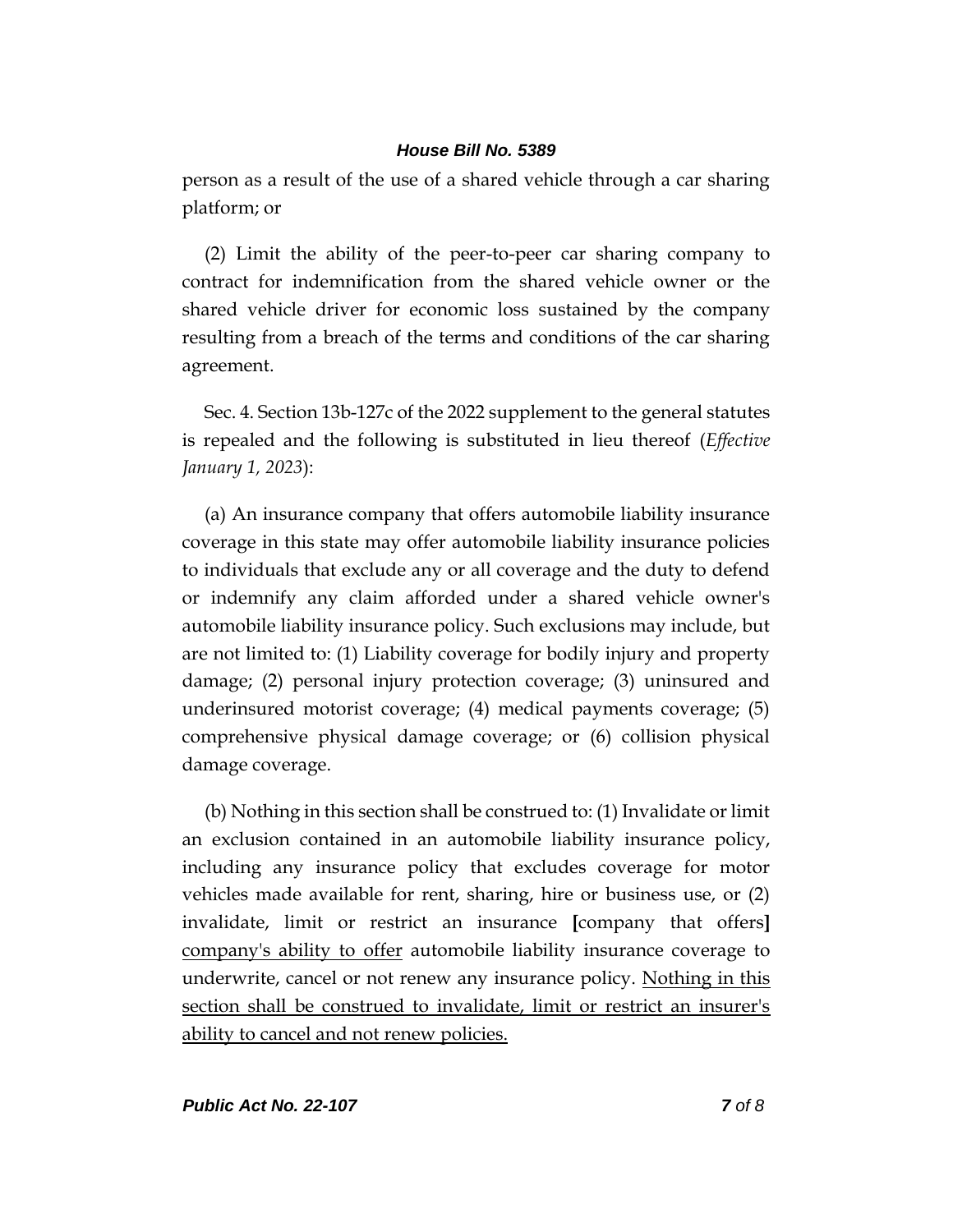person as a result of the use of a shared vehicle through a car sharing platform; or

(2) Limit the ability of the peer-to-peer car sharing company to contract for indemnification from the shared vehicle owner or the shared vehicle driver for economic loss sustained by the company resulting from a breach of the terms and conditions of the car sharing agreement.

Sec. 4. Section 13b-127c of the 2022 supplement to the general statutes is repealed and the following is substituted in lieu thereof (*Effective January 1, 2023*):

(a) An insurance company that offers automobile liability insurance coverage in this state may offer automobile liability insurance policies to individuals that exclude any or all coverage and the duty to defend or indemnify any claim afforded under a shared vehicle owner's automobile liability insurance policy. Such exclusions may include, but are not limited to: (1) Liability coverage for bodily injury and property damage; (2) personal injury protection coverage; (3) uninsured and underinsured motorist coverage; (4) medical payments coverage; (5) comprehensive physical damage coverage; or (6) collision physical damage coverage.

(b) Nothing in this section shall be construed to: (1) Invalidate or limit an exclusion contained in an automobile liability insurance policy, including any insurance policy that excludes coverage for motor vehicles made available for rent, sharing, hire or business use, or (2) invalidate, limit or restrict an insurance **[**company that offers**]** <u>company's ability to offer</u> automobile liability insurance coverage to underwrite, cancel or not renew any insurance policy. <u>Nothing in this section shall be construed to invalidate, limit or restrict an insurer's ability to cancel and not renew policies.</u>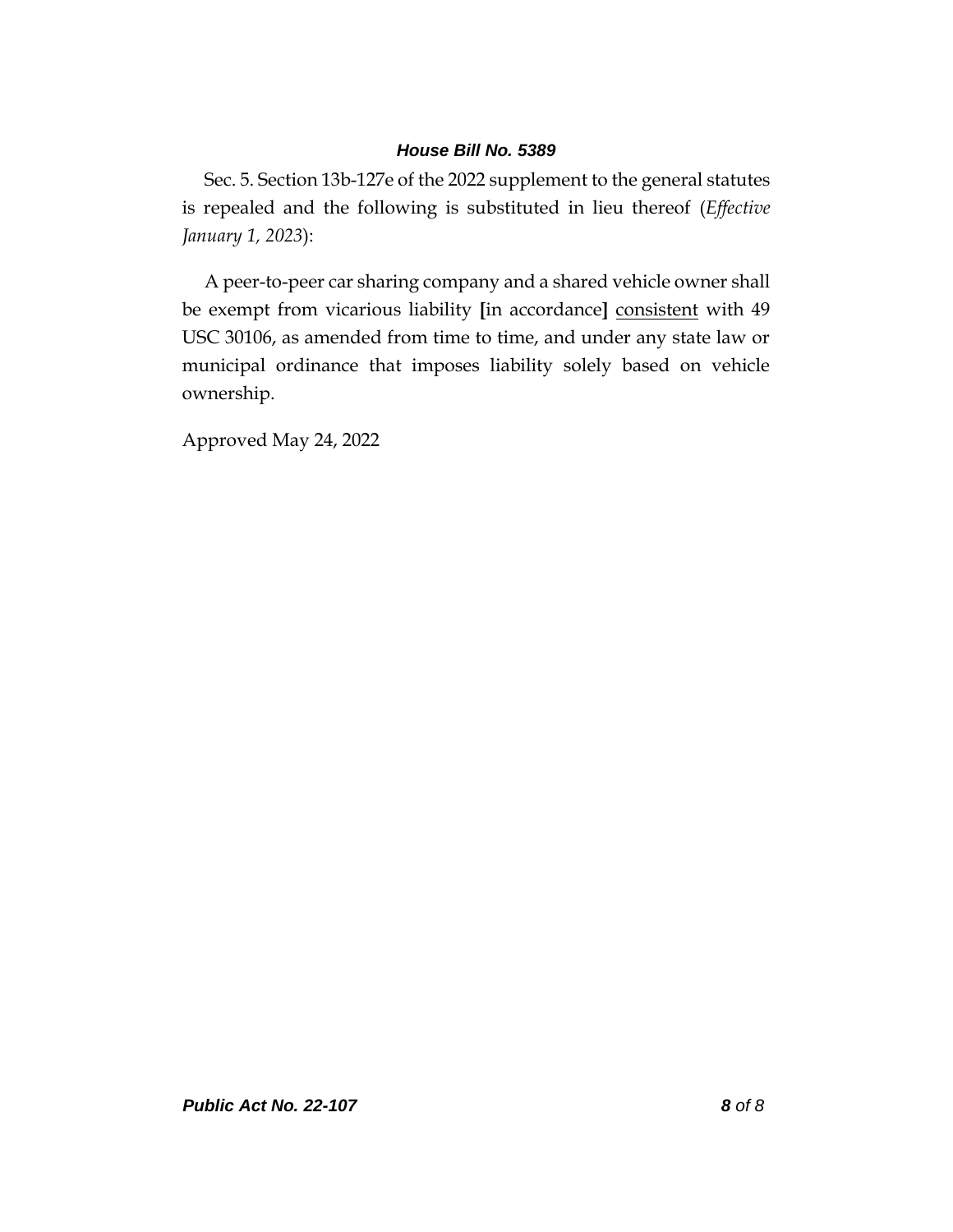Sec. 5. Section 13b-127e of the 2022 supplement to the general statutes is repealed and the following is substituted in lieu thereof (*Effective January 1, 2023*):

A peer-to-peer car sharing company and a shared vehicle owner shall be exempt from vicarious liability **[**in accordance**]** <u>consistent</u> with 49 USC 30106, as amended from time to time, and under any state law or municipal ordinance that imposes liability solely based on vehicle ownership.

Approved May 24, 2022